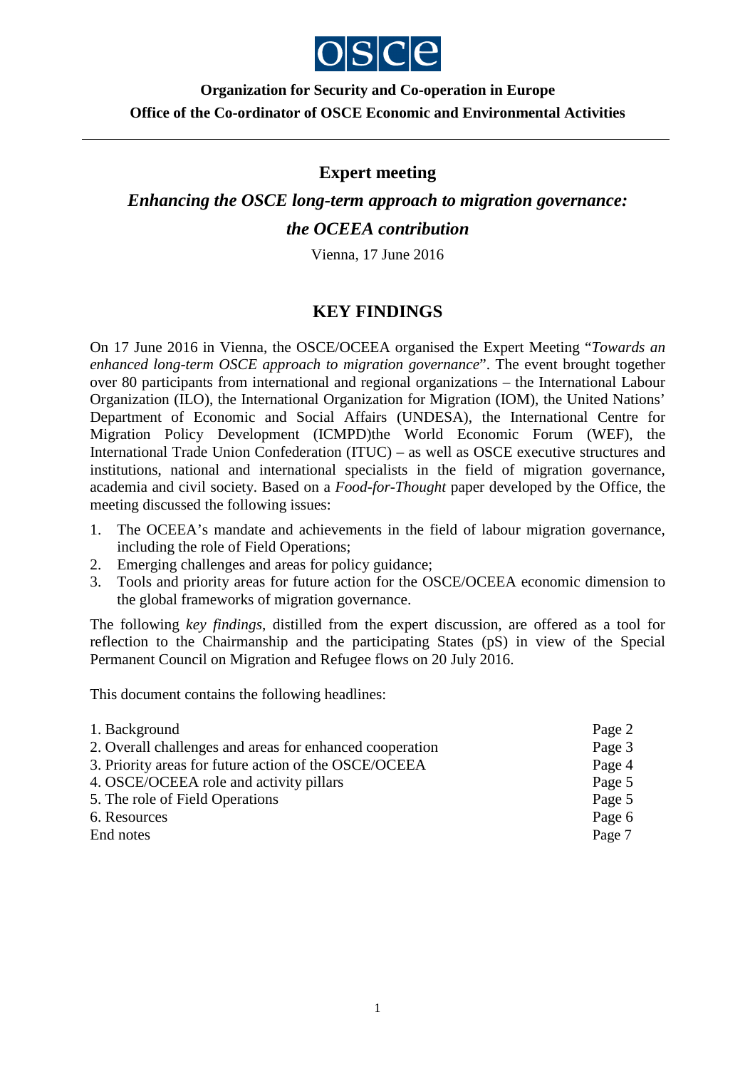**Organization for Security and Co-operation in Europe**

**Office of the Co-ordinator of OSCE Economic and Environmental Activities**

---

## Expert meeting

## *Enhancing the OSCE long-term approach to migration governance: the OCEEA contribution*

Vienna, 17 June 2016

# KEY FINDINGS

On 17 June 2016 in Vienna, the OSCE/OCEEA organised the Expert Meeting "*Towards an enhanced long-term OSCE approach to migration governance*". The event brought together over 80 participants from international and regional organizations – the International Labour Organization (ILO), the International Organization for Migration (IOM), the United Nations' Department of Economic and Social Affairs (UNDESA), the International Centre for Migration Policy Development (ICMPD)the World Economic Forum (WEF), the International Trade Union Confederation (ITUC) – as well as OSCE executive structures and institutions, national and international specialists in the field of migration governance, academia and civil society. Based on a *Food-for-Thought* paper developed by the Office, the meeting discussed the following issues:

1. The OCEEA's mandate and achievements in the field of labour migration governance, including the role of Field Operations;
2. Emerging challenges and areas for policy guidance;
3. Tools and priority areas for future action for the OSCE/OCEEA economic dimension to the global frameworks of migration governance.

The following *key findings*, distilled from the expert discussion, are offered as a tool for reflection to the Chairmanship and the participating States (pS) in view of the Special Permanent Council on Migration and Refugee flows on 20 July 2016.

This document contains the following headlines:

| | |
|---|---|
| 1. Background | Page 2 |
| 2. Overall challenges and areas for enhanced cooperation | Page 3 |
| 3. Priority areas for future action of the OSCE/OCEEA | Page 4 |
| 4. OSCE/OCEEA role and activity pillars | Page 5 |
| 5. The role of Field Operations | Page 5 |
| 6. Resources | Page 6 |
| End notes | Page 7 |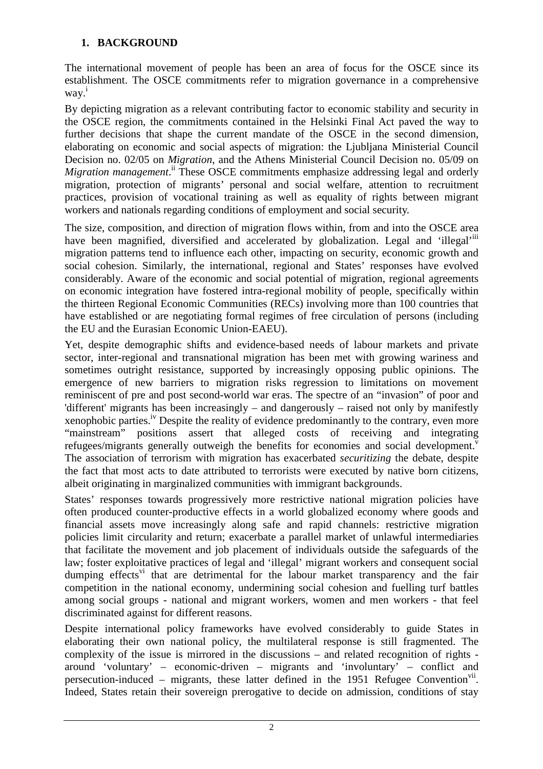## 1. BACKGROUND

The international movement of people has been an area of focus for the OSCE since its establishment. The OSCE commitments refer to migration governance in a comprehensive way.[i]

By depicting migration as a relevant contributing factor to economic stability and security in the OSCE region, the commitments contained in the Helsinki Final Act paved the way to further decisions that shape the current mandate of the OSCE in the second dimension, elaborating on economic and social aspects of migration: the Ljubljana Ministerial Council Decision no. 02/05 on *Migration*, and the Athens Ministerial Council Decision no. 05/09 on *Migration management*.[ii] These OSCE commitments emphasize addressing legal and orderly migration, protection of migrants' personal and social welfare, attention to recruitment practices, provision of vocational training as well as equality of rights between migrant workers and nationals regarding conditions of employment and social security.

The size, composition, and direction of migration flows within, from and into the OSCE area have been magnified, diversified and accelerated by globalization. Legal and 'illegal'[iii] migration patterns tend to influence each other, impacting on security, economic growth and social cohesion. Similarly, the international, regional and States' responses have evolved considerably. Aware of the economic and social potential of migration, regional agreements on economic integration have fostered intra-regional mobility of people, specifically within the thirteen Regional Economic Communities (RECs) involving more than 100 countries that have established or are negotiating formal regimes of free circulation of persons (including the EU and the Eurasian Economic Union-EAEU).

Yet, despite demographic shifts and evidence-based needs of labour markets and private sector, inter-regional and transnational migration has been met with growing wariness and sometimes outright resistance, supported by increasingly opposing public opinions. The emergence of new barriers to migration risks regression to limitations on movement reminiscent of pre and post second-world war eras. The spectre of an "invasion" of poor and 'different' migrants has been increasingly – and dangerously – raised not only by manifestly xenophobic parties.[iv] Despite the reality of evidence predominantly to the contrary, even more "mainstream" positions assert that alleged costs of receiving and integrating refugees/migrants generally outweigh the benefits for economies and social development.[v] The association of terrorism with migration has exacerbated *securitizing* the debate, despite the fact that most acts to date attributed to terrorists were executed by native born citizens, albeit originating in marginalized communities with immigrant backgrounds.

States' responses towards progressively more restrictive national migration policies have often produced counter-productive effects in a world globalized economy where goods and financial assets move increasingly along safe and rapid channels: restrictive migration policies limit circularity and return; exacerbate a parallel market of unlawful intermediaries that facilitate the movement and job placement of individuals outside the safeguards of the law; foster exploitative practices of legal and 'illegal' migrant workers and consequent social dumping effects[vi] that are detrimental for the labour market transparency and the fair competition in the national economy, undermining social cohesion and fuelling turf battles among social groups - national and migrant workers, women and men workers - that feel discriminated against for different reasons.

Despite international policy frameworks have evolved considerably to guide States in elaborating their own national policy, the multilateral response is still fragmented. The complexity of the issue is mirrored in the discussions – and related recognition of rights - around 'voluntary' – economic-driven – migrants and 'involuntary' – conflict and persecution-induced – migrants, these latter defined in the 1951 Refugee Convention[vii]. Indeed, States retain their sovereign prerogative to decide on admission, conditions of stay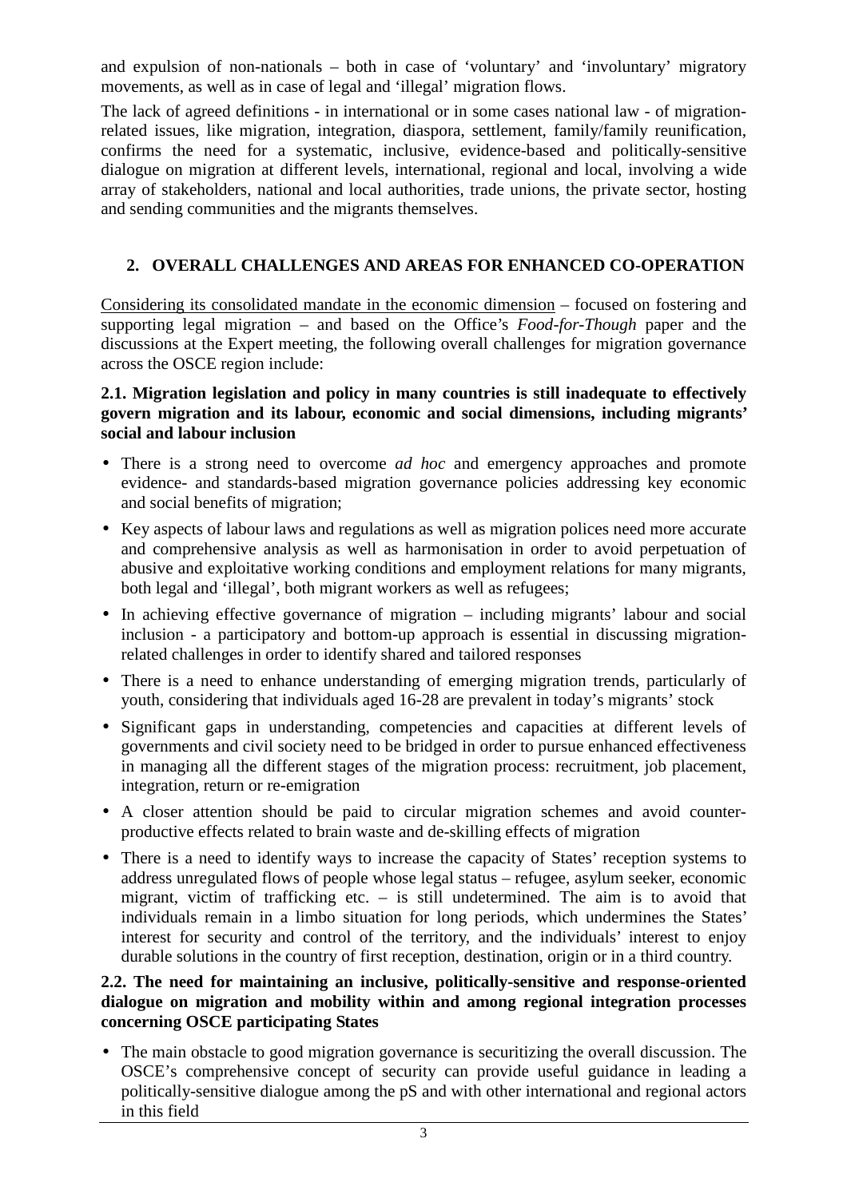and expulsion of non-nationals – both in case of 'voluntary' and 'involuntary' migratory movements, as well as in case of legal and 'illegal' migration flows.

The lack of agreed definitions - in international or in some cases national law - of migration-related issues, like migration, integration, diaspora, settlement, family/family reunification, confirms the need for a systematic, inclusive, evidence-based and politically-sensitive dialogue on migration at different levels, international, regional and local, involving a wide array of stakeholders, national and local authorities, trade unions, the private sector, hosting and sending communities and the migrants themselves.

## 2. OVERALL CHALLENGES AND AREAS FOR ENHANCED CO-OPERATION

<u>Considering its consolidated mandate in the economic dimension</u> – focused on fostering and supporting legal migration – and based on the Office's *Food-for-Though* paper and the discussions at the Expert meeting, the following overall challenges for migration governance across the OSCE region include:

### 2.1. Migration legislation and policy in many countries is still inadequate to effectively govern migration and its labour, economic and social dimensions, including migrants' social and labour inclusion

- There is a strong need to overcome *ad hoc* and emergency approaches and promote evidence- and standards-based migration governance policies addressing key economic and social benefits of migration;
- Key aspects of labour laws and regulations as well as migration polices need more accurate and comprehensive analysis as well as harmonisation in order to avoid perpetuation of abusive and exploitative working conditions and employment relations for many migrants, both legal and 'illegal', both migrant workers as well as refugees;
- In achieving effective governance of migration – including migrants' labour and social inclusion - a participatory and bottom-up approach is essential in discussing migration-related challenges in order to identify shared and tailored responses
- There is a need to enhance understanding of emerging migration trends, particularly of youth, considering that individuals aged 16-28 are prevalent in today's migrants' stock
- Significant gaps in understanding, competencies and capacities at different levels of governments and civil society need to be bridged in order to pursue enhanced effectiveness in managing all the different stages of the migration process: recruitment, job placement, integration, return or re-emigration
- A closer attention should be paid to circular migration schemes and avoid counter-productive effects related to brain waste and de-skilling effects of migration
- There is a need to identify ways to increase the capacity of States' reception systems to address unregulated flows of people whose legal status – refugee, asylum seeker, economic migrant, victim of trafficking etc. – is still undetermined. The aim is to avoid that individuals remain in a limbo situation for long periods, which undermines the States' interest for security and control of the territory, and the individuals' interest to enjoy durable solutions in the country of first reception, destination, origin or in a third country.

### 2.2. The need for maintaining an inclusive, politically-sensitive and response-oriented dialogue on migration and mobility within and among regional integration processes concerning OSCE participating States

- The main obstacle to good migration governance is securitizing the overall discussion. The OSCE's comprehensive concept of security can provide useful guidance in leading a politically-sensitive dialogue among the pS and with other international and regional actors in this field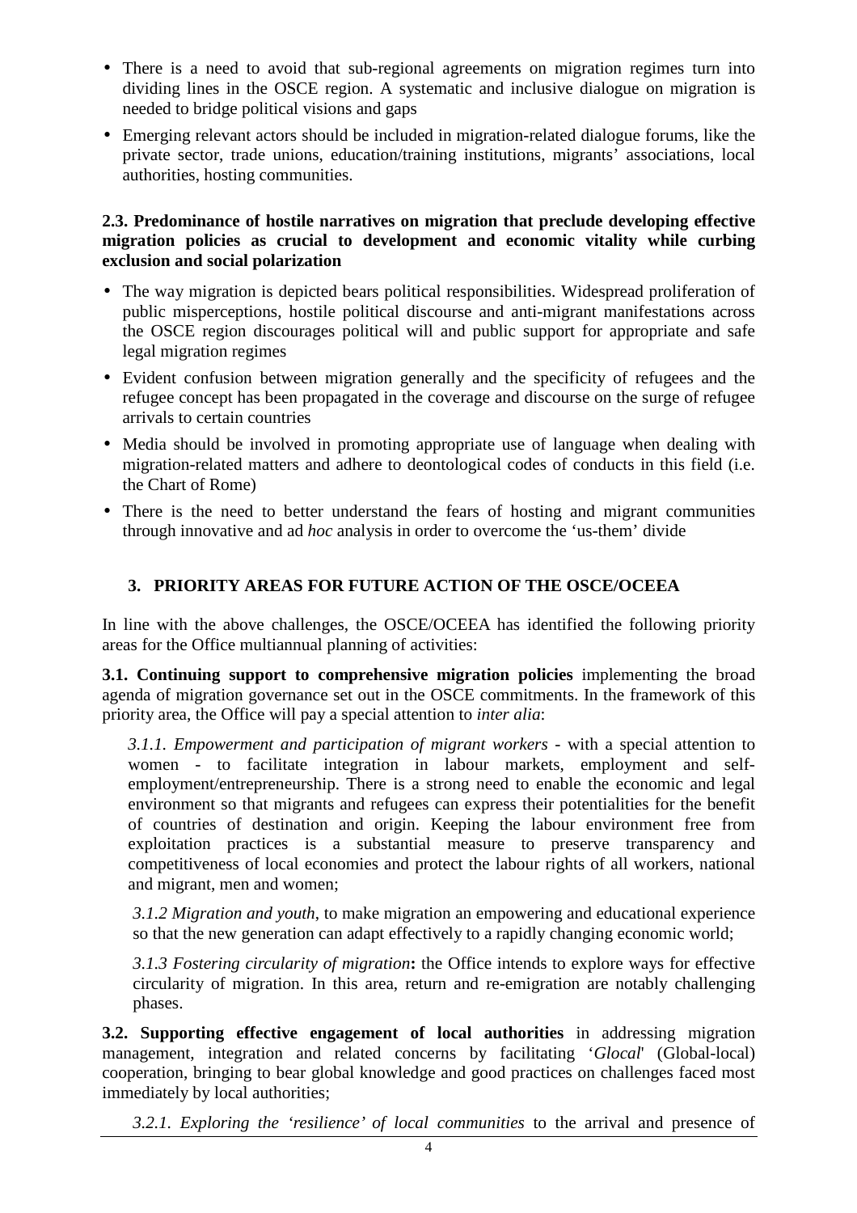- There is a need to avoid that sub-regional agreements on migration regimes turn into dividing lines in the OSCE region. A systematic and inclusive dialogue on migration is needed to bridge political visions and gaps
- Emerging relevant actors should be included in migration-related dialogue forums, like the private sector, trade unions, education/training institutions, migrants' associations, local authorities, hosting communities.

**2.3. Predominance of hostile narratives on migration that preclude developing effective migration policies as crucial to development and economic vitality while curbing exclusion and social polarization**

- The way migration is depicted bears political responsibilities. Widespread proliferation of public misperceptions, hostile political discourse and anti-migrant manifestations across the OSCE region discourages political will and public support for appropriate and safe legal migration regimes
- Evident confusion between migration generally and the specificity of refugees and the refugee concept has been propagated in the coverage and discourse on the surge of refugee arrivals to certain countries
- Media should be involved in promoting appropriate use of language when dealing with migration-related matters and adhere to deontological codes of conducts in this field (i.e. the Chart of Rome)
- There is the need to better understand the fears of hosting and migrant communities through innovative and ad *hoc* analysis in order to overcome the 'us-them' divide

## 3. PRIORITY AREAS FOR FUTURE ACTION OF THE OSCE/OCEEA

In line with the above challenges, the OSCE/OCEEA has identified the following priority areas for the Office multiannual planning of activities:

**3.1. Continuing support to comprehensive migration policies** implementing the broad agenda of migration governance set out in the OSCE commitments. In the framework of this priority area, the Office will pay a special attention to *inter alia*:

*3.1.1. Empowerment and participation of migrant workers* - with a special attention to women - to facilitate integration in labour markets, employment and self-employment/entrepreneurship. There is a strong need to enable the economic and legal environment so that migrants and refugees can express their potentialities for the benefit of countries of destination and origin. Keeping the labour environment free from exploitation practices is a substantial measure to preserve transparency and competitiveness of local economies and protect the labour rights of all workers, national and migrant, men and women;

*3.1.2 Migration and youth*, to make migration an empowering and educational experience so that the new generation can adapt effectively to a rapidly changing economic world;

*3.1.3 Fostering circularity of migration***:** the Office intends to explore ways for effective circularity of migration. In this area, return and re-emigration are notably challenging phases.

**3.2. Supporting effective engagement of local authorities** in addressing migration management, integration and related concerns by facilitating '*Glocal*' (Global-local) cooperation, bringing to bear global knowledge and good practices on challenges faced most immediately by local authorities;

*3.2.1. Exploring the 'resilience' of local communities* to the arrival and presence of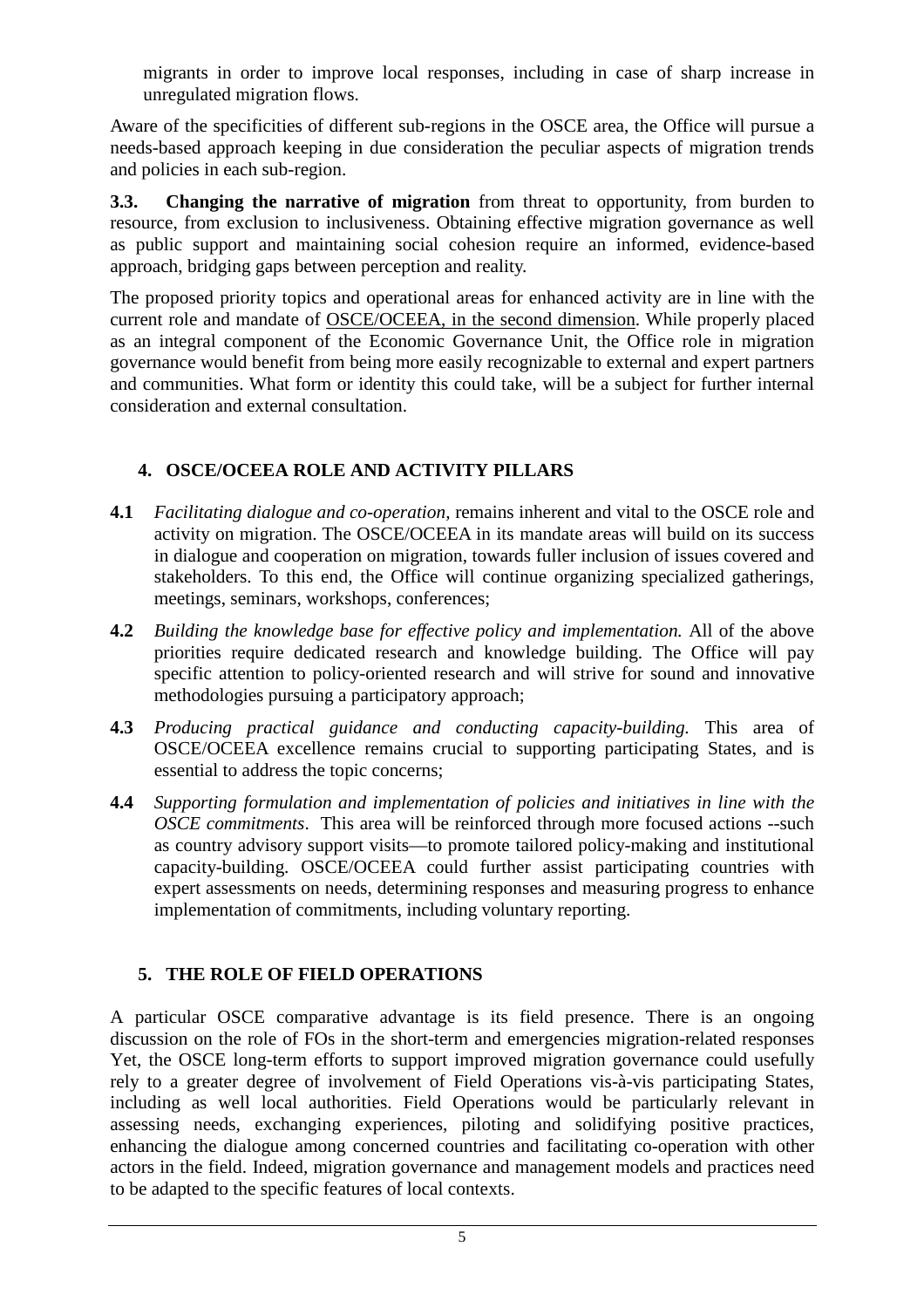migrants in order to improve local responses, including in case of sharp increase in unregulated migration flows.

Aware of the specificities of different sub-regions in the OSCE area, the Office will pursue a needs-based approach keeping in due consideration the peculiar aspects of migration trends and policies in each sub-region.

**3.3. Changing the narrative of migration** from threat to opportunity, from burden to resource, from exclusion to inclusiveness. Obtaining effective migration governance as well as public support and maintaining social cohesion require an informed, evidence-based approach, bridging gaps between perception and reality.

The proposed priority topics and operational areas for enhanced activity are in line with the current role and mandate of OSCE/OCEEA, in the second dimension. While properly placed as an integral component of the Economic Governance Unit, the Office role in migration governance would benefit from being more easily recognizable to external and expert partners and communities. What form or identity this could take, will be a subject for further internal consideration and external consultation.

## 4. OSCE/OCEEA ROLE AND ACTIVITY PILLARS

**4.1** *Facilitating dialogue and co-operation,* remains inherent and vital to the OSCE role and activity on migration. The OSCE/OCEEA in its mandate areas will build on its success in dialogue and cooperation on migration, towards fuller inclusion of issues covered and stakeholders. To this end, the Office will continue organizing specialized gatherings, meetings, seminars, workshops, conferences;

**4.2** *Building the knowledge base for effective policy and implementation.* All of the above priorities require dedicated research and knowledge building. The Office will pay specific attention to policy-oriented research and will strive for sound and innovative methodologies pursuing a participatory approach;

**4.3** *Producing practical guidance and conducting capacity-building.* This area of OSCE/OCEEA excellence remains crucial to supporting participating States, and is essential to address the topic concerns;

**4.4** *Supporting formulation and implementation of policies and initiatives in line with the OSCE commitments*. This area will be reinforced through more focused actions --such as country advisory support visits—to promote tailored policy-making and institutional capacity-building. OSCE/OCEEA could further assist participating countries with expert assessments on needs, determining responses and measuring progress to enhance implementation of commitments, including voluntary reporting.

## 5. THE ROLE OF FIELD OPERATIONS

A particular OSCE comparative advantage is its field presence. There is an ongoing discussion on the role of FOs in the short-term and emergencies migration-related responses Yet, the OSCE long-term efforts to support improved migration governance could usefully rely to a greater degree of involvement of Field Operations vis-à-vis participating States, including as well local authorities. Field Operations would be particularly relevant in assessing needs, exchanging experiences, piloting and solidifying positive practices, enhancing the dialogue among concerned countries and facilitating co-operation with other actors in the field. Indeed, migration governance and management models and practices need to be adapted to the specific features of local contexts.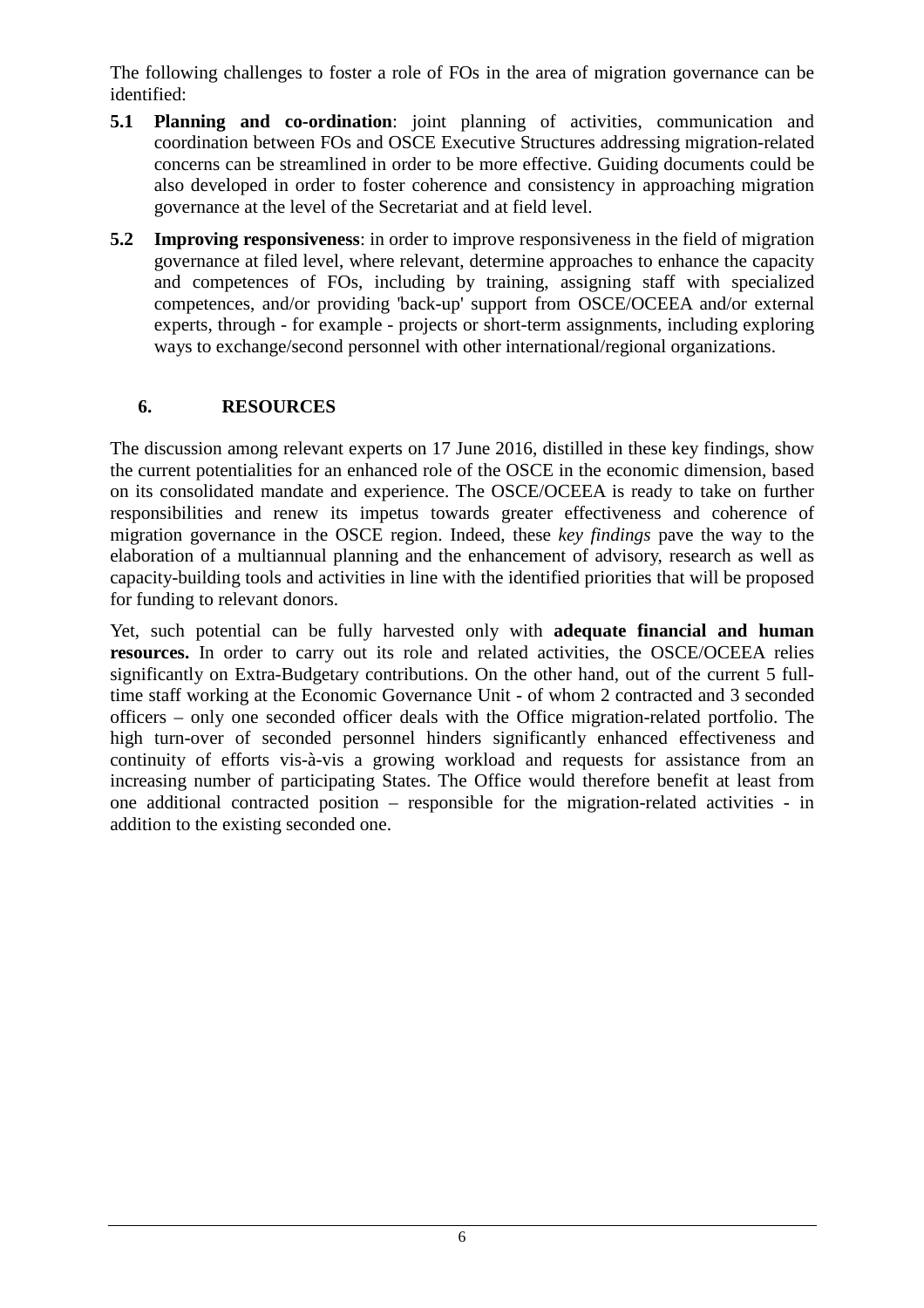The following challenges to foster a role of FOs in the area of migration governance can be identified:

**5.1 Planning and co-ordination**: joint planning of activities, communication and coordination between FOs and OSCE Executive Structures addressing migration-related concerns can be streamlined in order to be more effective. Guiding documents could be also developed in order to foster coherence and consistency in approaching migration governance at the level of the Secretariat and at field level.

**5.2 Improving responsiveness**: in order to improve responsiveness in the field of migration governance at filed level, where relevant, determine approaches to enhance the capacity and competences of FOs, including by training, assigning staff with specialized competences, and/or providing 'back-up' support from OSCE/OCEEA and/or external experts, through - for example - projects or short-term assignments, including exploring ways to exchange/second personnel with other international/regional organizations.

## 6. RESOURCES

The discussion among relevant experts on 17 June 2016, distilled in these key findings, show the current potentialities for an enhanced role of the OSCE in the economic dimension, based on its consolidated mandate and experience. The OSCE/OCEEA is ready to take on further responsibilities and renew its impetus towards greater effectiveness and coherence of migration governance in the OSCE region. Indeed, these *key findings* pave the way to the elaboration of a multiannual planning and the enhancement of advisory, research as well as capacity-building tools and activities in line with the identified priorities that will be proposed for funding to relevant donors.

Yet, such potential can be fully harvested only with **adequate financial and human resources.** In order to carry out its role and related activities, the OSCE/OCEEA relies significantly on Extra-Budgetary contributions. On the other hand, out of the current 5 full-time staff working at the Economic Governance Unit - of whom 2 contracted and 3 seconded officers – only one seconded officer deals with the Office migration-related portfolio. The high turn-over of seconded personnel hinders significantly enhanced effectiveness and continuity of efforts vis-à-vis a growing workload and requests for assistance from an increasing number of participating States. The Office would therefore benefit at least from one additional contracted position – responsible for the migration-related activities - in addition to the existing seconded one.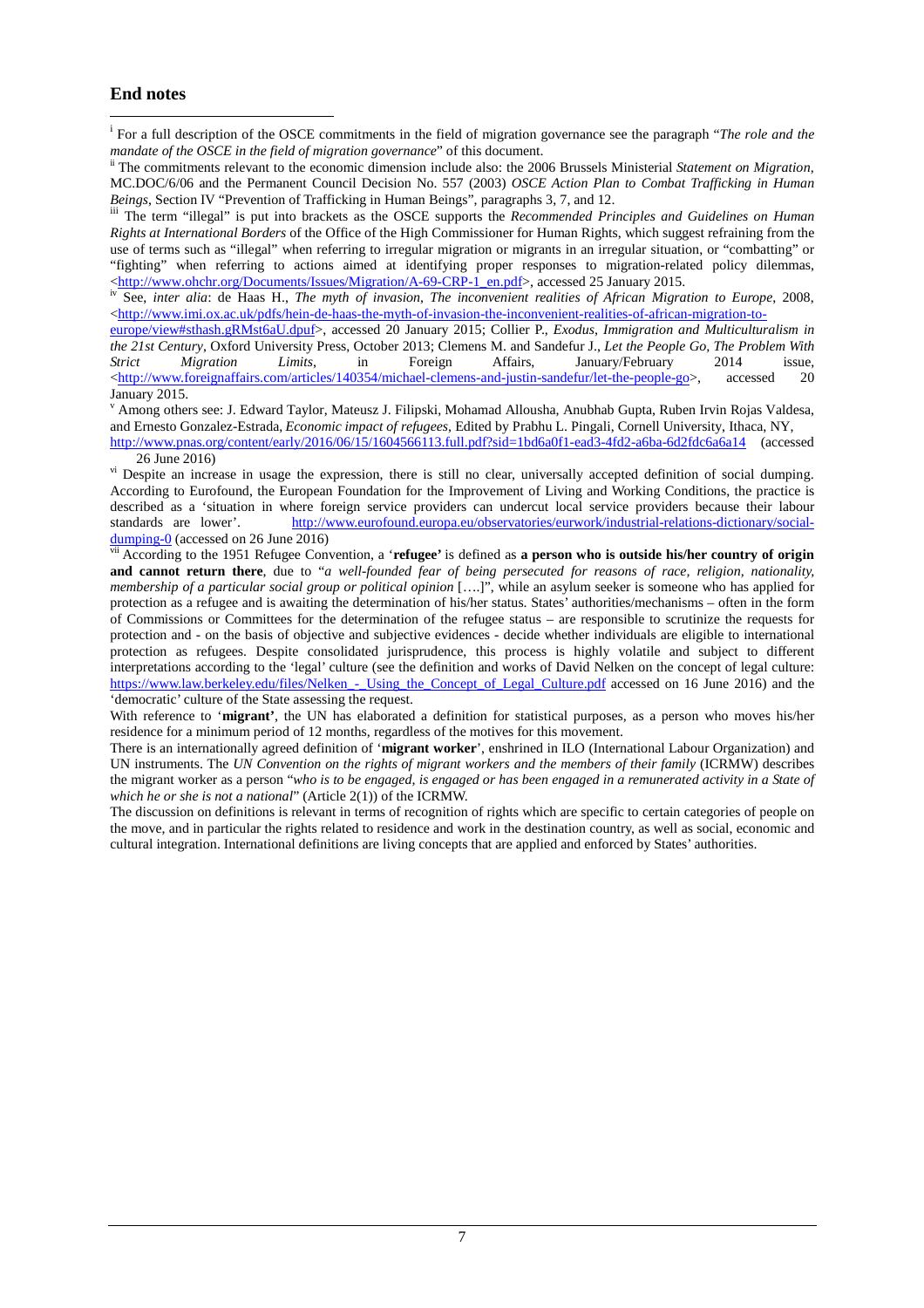## End notes

[i] For a full description of the OSCE commitments in the field of migration governance see the paragraph "*The role and the mandate of the OSCE in the field of migration governance*" of this document.

[ii] The commitments relevant to the economic dimension include also: the 2006 Brussels Ministerial *Statement on Migration*, MC.DOC/6/06 and the Permanent Council Decision No. 557 (2003) *OSCE Action Plan to Combat Trafficking in Human Beings*, Section IV "Prevention of Trafficking in Human Beings", paragraphs 3, 7, and 12.

[iii] The term "illegal" is put into brackets as the OSCE supports the *Recommended Principles and Guidelines on Human Rights at International Borders* of the Office of the High Commissioner for Human Rights, which suggest refraining from the use of terms such as "illegal" when referring to irregular migration or migrants in an irregular situation, or "combatting" or "fighting" when referring to actions aimed at identifying proper responses to migration-related policy dilemmas, <http://www.ohchr.org/Documents/Issues/Migration/A-69-CRP-1_en.pdf>, accessed 25 January 2015.

[iv] See, *inter alia*: de Haas H., *The myth of invasion, The inconvenient realities of African Migration to Europe*, 2008, <http://www.imi.ox.ac.uk/pdfs/hein-de-haas-the-myth-of-invasion-the-inconvenient-realities-of-african-migration-to-europe/view#sthash.gRMst6aU.dpuf>, accessed 20 January 2015; Collier P., *Exodus, Immigration and Multiculturalism in the 21st Century*, Oxford University Press, October 2013; Clemens M. and Sandefur J., *Let the People Go, The Problem With Strict Migration Limits*, in Foreign Affairs, January/February 2014 issue, <http://www.foreignaffairs.com/articles/140354/michael-clemens-and-justin-sandefur/let-the-people-go>, accessed 20 January 2015.

[v] Among others see: J. Edward Taylor, Mateusz J. Filipski, Mohamad Alloush, Anubhab Gupta, Ruben Irvin Rojas Valdesa, and Ernesto Gonzalez-Estrada, *Economic impact of refugees*, Edited by Prabhu L. Pingali, Cornell University, Ithaca, NY, http://www.pnas.org/content/early/2016/06/15/1604566113.full.pdf?sid=1bd6a0f1-ead3-4fd2-a6ba-6d2fdc6a6a14 (accessed 26 June 2016)

[vi] Despite an increase in usage the expression, there is still no clear, universally accepted definition of social dumping. According to Eurofound, the European Foundation for the Improvement of Living and Working Conditions, the practice is described as a 'situation in where foreign service providers can undercut local service providers because their labour standards are lower'. http://www.eurofound.europa.eu/observatories/eurwork/industrial-relations-dictionary/social-dumping-0 (accessed on 26 June 2016)

[vii] According to the 1951 Refugee Convention, a '**refugee'** is defined as **a person who is outside his/her country of origin and cannot return there**, due to "*a well-founded fear of being persecuted for reasons of race, religion, nationality, membership of a particular social group or political opinion* [….]", while an asylum seeker is someone who has applied for protection as a refugee and is awaiting the determination of his/her status. States' authorities/mechanisms – often in the form of Commissions or Committees for the determination of the refugee status – are responsible to scrutinize the requests for protection and - on the basis of objective and subjective evidences - decide whether individuals are eligible to international protection as refugees. Despite consolidated jurisprudence, this process is highly volatile and subject to different interpretations according to the 'legal' culture (see the definition and works of David Nelken on the concept of legal culture: https://www.law.berkeley.edu/files/Nelken_-_Using_the_Concept_of_Legal_Culture.pdf accessed on 16 June 2016) and the 'democratic' culture of the State assessing the request.

With reference to '**migrant'**, the UN has elaborated a definition for statistical purposes, as a person who moves his/her residence for a minimum period of 12 months, regardless of the motives for this movement.

There is an internationally agreed definition of '**migrant worker**', enshrined in ILO (International Labour Organization) and UN instruments. The *UN Convention on the rights of migrant workers and the members of their family* (ICRMW) describes the migrant worker as a person "*who is to be engaged, is engaged or has been engaged in a remunerated activity in a State of which he or she is not a national*" (Article 2(1)) of the ICRMW.

The discussion on definitions is relevant in terms of recognition of rights which are specific to certain categories of people on the move, and in particular the rights related to residence and work in the destination country, as well as social, economic and cultural integration. International definitions are living concepts that are applied and enforced by States' authorities.